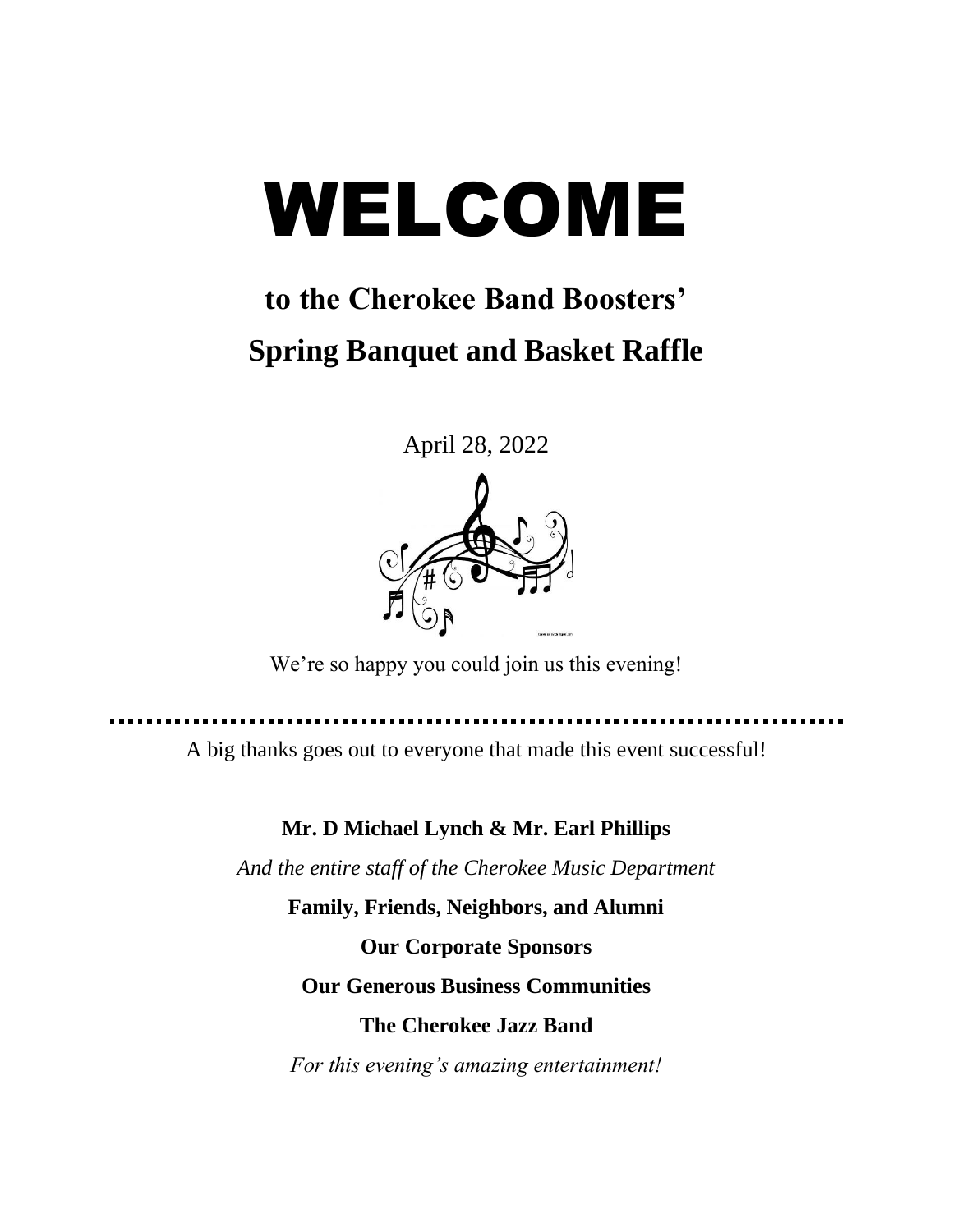# WELCOME

## to the Cherokee Band Boosters'

## Spring Banquet and Basket Raffle

April 28, 2022

We're so happy you could join us this evening!

---

A big thanks goes out to everyone that made this event successful!

**Mr. D Michael Lynch & Mr. Earl Phillips**

*And the entire staff of the Cherokee Music Department*

**Family, Friends, Neighbors, and Alumni**

**Our Corporate Sponsors**

**Our Generous Business Communities**

**The Cherokee Jazz Band**

*For this evening's amazing entertainment!*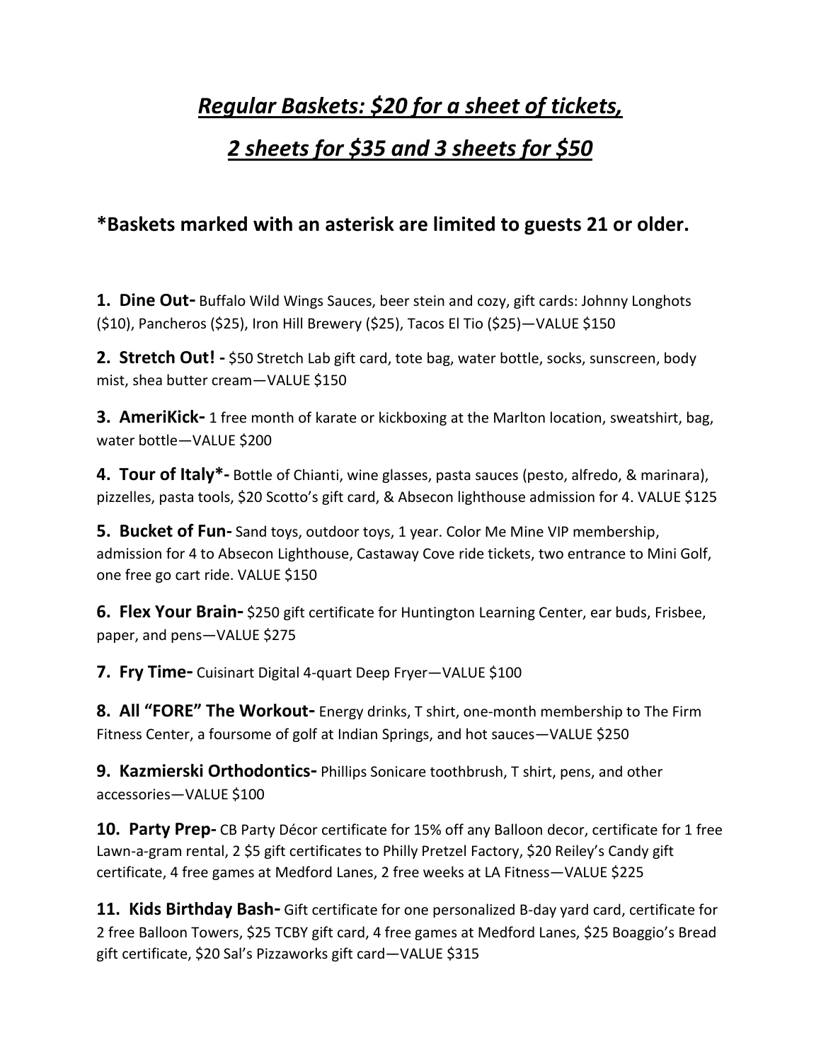## ***<u>Regular Baskets: $20 for a sheet of tickets,</u>***

## ***<u>2 sheets for $35 and 3 sheets for $50</u>***

### *Baskets marked with an asterisk are limited to guests 21 or older.

**1. Dine Out-** Buffalo Wild Wings Sauces, beer stein and cozy, gift cards: Johnny Longhots ($10), Pancheros ($25), Iron Hill Brewery ($25), Tacos El Tio ($25)—VALUE $150

**2. Stretch Out! -** $50 Stretch Lab gift card, tote bag, water bottle, socks, sunscreen, body mist, shea butter cream—VALUE $150

**3. AmeriKick-** 1 free month of karate or kickboxing at the Marlton location, sweatshirt, bag, water bottle—VALUE $200

**4. Tour of Italy*-** Bottle of Chianti, wine glasses, pasta sauces (pesto, alfredo, & marinara), pizzelles, pasta tools, $20 Scotto's gift card, & Absecon lighthouse admission for 4. VALUE $125

**5. Bucket of Fun-** Sand toys, outdoor toys, 1 year. Color Me Mine VIP membership, admission for 4 to Absecon Lighthouse, Castaway Cove ride tickets, two entrance to Mini Golf, one free go cart ride. VALUE $150

**6. Flex Your Brain-** $250 gift certificate for Huntington Learning Center, ear buds, Frisbee, paper, and pens—VALUE $275

**7. Fry Time-** Cuisinart Digital 4-quart Deep Fryer—VALUE $100

**8. All "FORE" The Workout-** Energy drinks, T shirt, one-month membership to The Firm Fitness Center, a foursome of golf at Indian Springs, and hot sauces—VALUE $250

**9. Kazmierski Orthodontics-** Phillips Sonicare toothbrush, T shirt, pens, and other accessories—VALUE $100

**10. Party Prep-** CB Party Décor certificate for 15% off any Balloon decor, certificate for 1 free Lawn-a-gram rental, 2 $5 gift certificates to Philly Pretzel Factory, $20 Reiley's Candy gift certificate, 4 free games at Medford Lanes, 2 free weeks at LA Fitness—VALUE $225

**11. Kids Birthday Bash-** Gift certificate for one personalized B-day yard card, certificate for 2 free Balloon Towers, $25 TCBY gift card, 4 free games at Medford Lanes, $25 Boaggio's Bread gift certificate, $20 Sal's Pizzaworks gift card—VALUE $315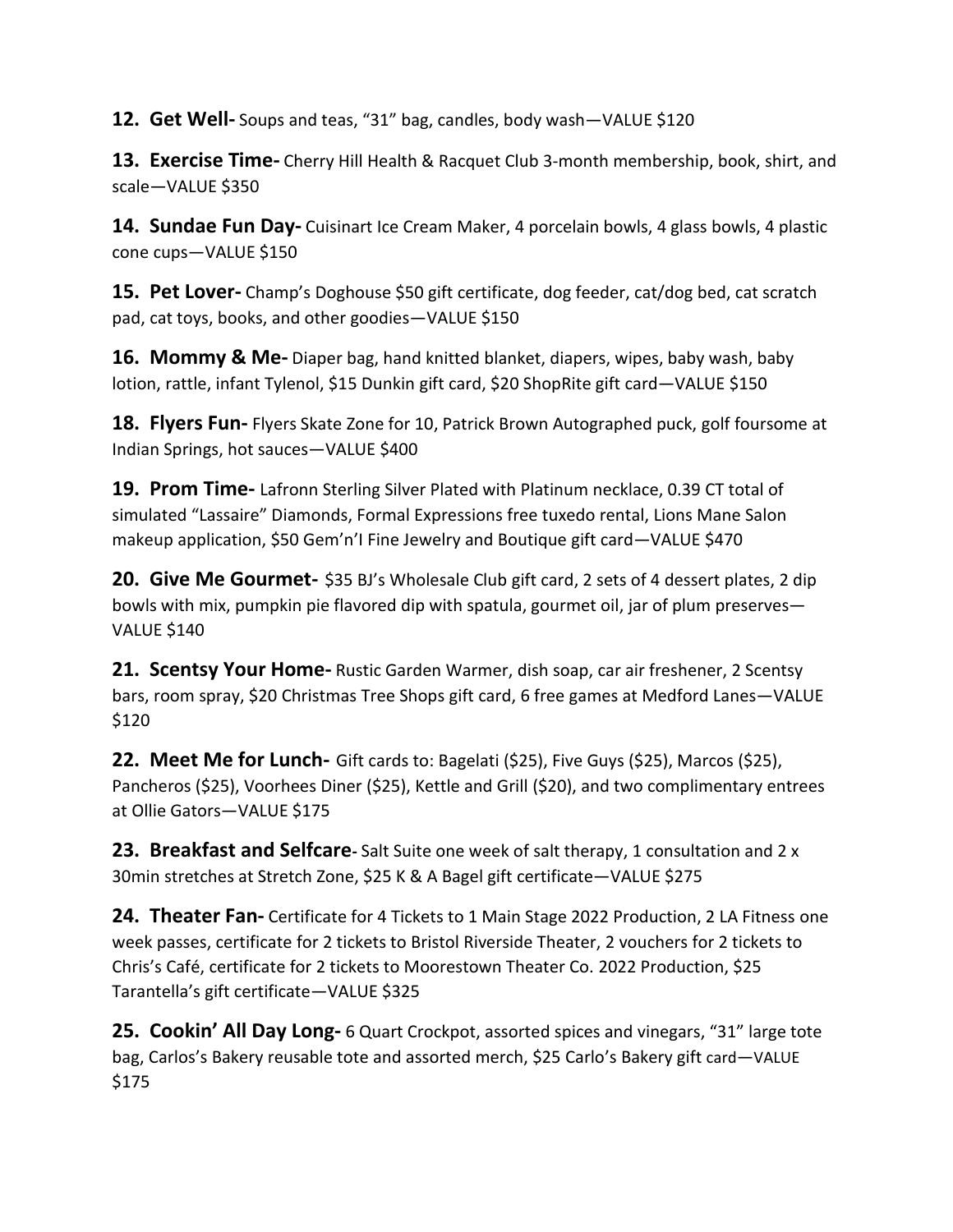**12. Get Well-** Soups and teas, "31" bag, candles, body wash—VALUE $120

**13. Exercise Time-** Cherry Hill Health & Racquet Club 3-month membership, book, shirt, and scale—VALUE $350

**14. Sundae Fun Day-** Cuisinart Ice Cream Maker, 4 porcelain bowls, 4 glass bowls, 4 plastic cone cups—VALUE $150

**15. Pet Lover-** Champ's Doghouse $50 gift certificate, dog feeder, cat/dog bed, cat scratch pad, cat toys, books, and other goodies—VALUE $150

**16. Mommy & Me-** Diaper bag, hand knitted blanket, diapers, wipes, baby wash, baby lotion, rattle, infant Tylenol, $15 Dunkin gift card, $20 ShopRite gift card—VALUE $150

**18. Flyers Fun-** Flyers Skate Zone for 10, Patrick Brown Autographed puck, golf foursome at Indian Springs, hot sauces—VALUE $400

**19. Prom Time-** Lafronn Sterling Silver Plated with Platinum necklace, 0.39 CT total of simulated "Lassaire" Diamonds, Formal Expressions free tuxedo rental, Lions Mane Salon makeup application, $50 Gem'n'I Fine Jewelry and Boutique gift card—VALUE $470

**20. Give Me Gourmet-** $35 BJ's Wholesale Club gift card, 2 sets of 4 dessert plates, 2 dip bowls with mix, pumpkin pie flavored dip with spatula, gourmet oil, jar of plum preserves—VALUE $140

**21. Scentsy Your Home-** Rustic Garden Warmer, dish soap, car air freshener, 2 Scentsy bars, room spray, $20 Christmas Tree Shops gift card, 6 free games at Medford Lanes—VALUE $120

**22. Meet Me for Lunch-** Gift cards to: Bagelati ($25), Five Guys ($25), Marcos ($25), Pancheros ($25), Voorhees Diner ($25), Kettle and Grill ($20), and two complimentary entrees at Ollie Gators—VALUE $175

**23. Breakfast and Selfcare**- Salt Suite one week of salt therapy, 1 consultation and 2 x 30min stretches at Stretch Zone, $25 K & A Bagel gift certificate—VALUE $275

**24. Theater Fan-** Certificate for 4 Tickets to 1 Main Stage 2022 Production, 2 LA Fitness one week passes, certificate for 2 tickets to Bristol Riverside Theater, 2 vouchers for 2 tickets to Chris's Café, certificate for 2 tickets to Moorestown Theater Co. 2022 Production, $25 Tarantella's gift certificate—VALUE $325

**25. Cookin' All Day Long-** 6 Quart Crockpot, assorted spices and vinegars, "31" large tote bag, Carlos's Bakery reusable tote and assorted merch, $25 Carlo's Bakery gift card—VALUE $175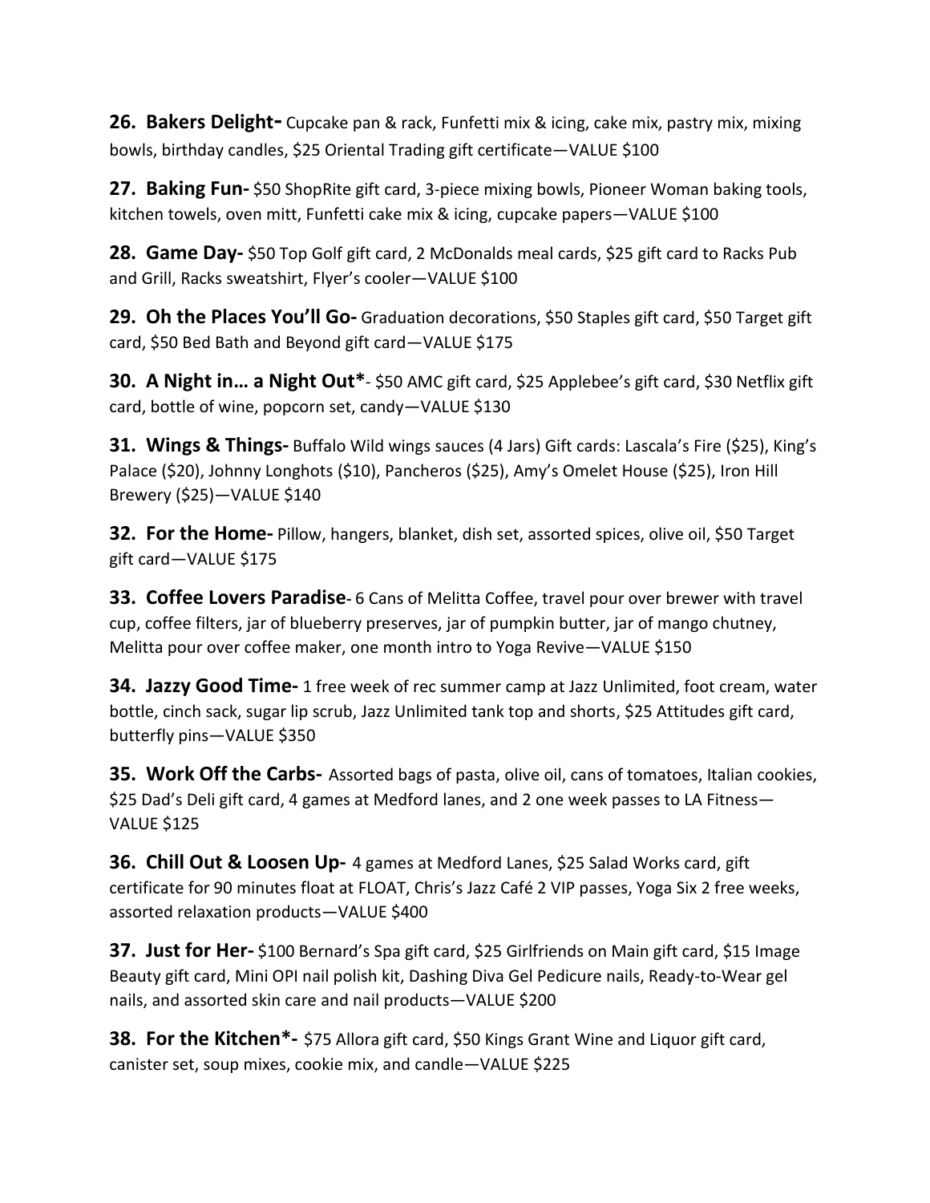**26. Bakers Delight-** Cupcake pan & rack, Funfetti mix & icing, cake mix, pastry mix, mixing bowls, birthday candles, $25 Oriental Trading gift certificate—VALUE $100

**27. Baking Fun-** $50 ShopRite gift card, 3-piece mixing bowls, Pioneer Woman baking tools, kitchen towels, oven mitt, Funfetti cake mix & icing, cupcake papers—VALUE $100

**28. Game Day-** $50 Top Golf gift card, 2 McDonalds meal cards, $25 gift card to Racks Pub and Grill, Racks sweatshirt, Flyer's cooler—VALUE $100

**29. Oh the Places You'll Go-** Graduation decorations, $50 Staples gift card, $50 Target gift card, $50 Bed Bath and Beyond gift card—VALUE $175

**30. A Night in… a Night Out*-** $50 AMC gift card, $25 Applebee's gift card, $30 Netflix gift card, bottle of wine, popcorn set, candy—VALUE $130

**31. Wings & Things-** Buffalo Wild wings sauces (4 Jars) Gift cards: Lascala's Fire ($25), King's Palace ($20), Johnny Longhots ($10), Pancheros ($25), Amy's Omelet House ($25), Iron Hill Brewery ($25)—VALUE $140

**32. For the Home-** Pillow, hangers, blanket, dish set, assorted spices, olive oil, $50 Target gift card—VALUE $175

**33. Coffee Lovers Paradise-** 6 Cans of Melitta Coffee, travel pour over brewer with travel cup, coffee filters, jar of blueberry preserves, jar of pumpkin butter, jar of mango chutney, Melitta pour over coffee maker, one month intro to Yoga Revive—VALUE $150

**34. Jazzy Good Time-** 1 free week of rec summer camp at Jazz Unlimited, foot cream, water bottle, cinch sack, sugar lip scrub, Jazz Unlimited tank top and shorts, $25 Attitudes gift card, butterfly pins—VALUE $350

**35. Work Off the Carbs-** Assorted bags of pasta, olive oil, cans of tomatoes, Italian cookies, $25 Dad's Deli gift card, 4 games at Medford lanes, and 2 one week passes to LA Fitness—VALUE $125

**36. Chill Out & Loosen Up-** 4 games at Medford Lanes, $25 Salad Works card, gift certificate for 90 minutes float at FLOAT, Chris's Jazz Café 2 VIP passes, Yoga Six 2 free weeks, assorted relaxation products—VALUE $400

**37. Just for Her-** $100 Bernard's Spa gift card, $25 Girlfriends on Main gift card, $15 Image Beauty gift card, Mini OPI nail polish kit, Dashing Diva Gel Pedicure nails, Ready-to-Wear gel nails, and assorted skin care and nail products—VALUE $200

**38. For the Kitchen*-** $75 Allora gift card, $50 Kings Grant Wine and Liquor gift card, canister set, soup mixes, cookie mix, and candle—VALUE $225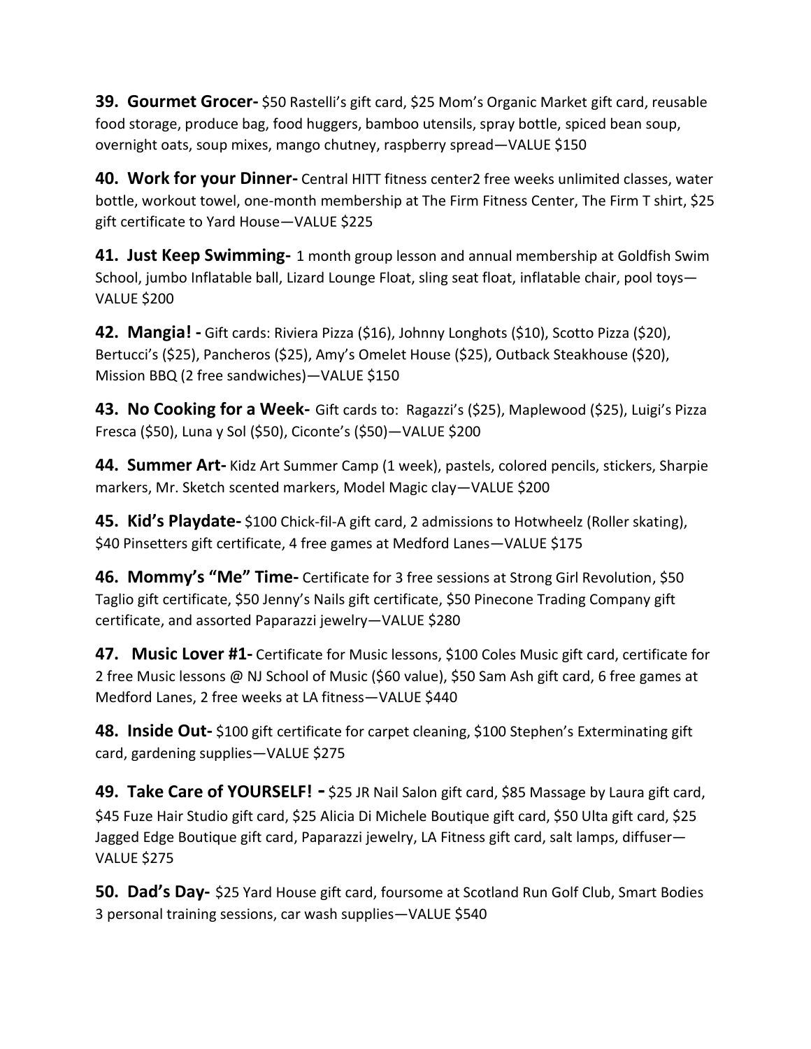**39. Gourmet Grocer-** $50 Rastelli's gift card, $25 Mom's Organic Market gift card, reusable food storage, produce bag, food huggers, bamboo utensils, spray bottle, spiced bean soup, overnight oats, soup mixes, mango chutney, raspberry spread—VALUE $150

**40. Work for your Dinner-** Central HITT fitness center2 free weeks unlimited classes, water bottle, workout towel, one-month membership at The Firm Fitness Center, The Firm T shirt, $25 gift certificate to Yard House—VALUE $225

**41. Just Keep Swimming-** 1 month group lesson and annual membership at Goldfish Swim School, jumbo Inflatable ball, Lizard Lounge Float, sling seat float, inflatable chair, pool toys—VALUE $200

**42. Mangia! -** Gift cards: Riviera Pizza ($16), Johnny Longhots ($10), Scotto Pizza ($20), Bertucci's ($25), Pancheros ($25), Amy's Omelet House ($25), Outback Steakhouse ($20), Mission BBQ (2 free sandwiches)—VALUE $150

**43. No Cooking for a Week-** Gift cards to: Ragazzi's ($25), Maplewood ($25), Luigi's Pizza Fresca ($50), Luna y Sol ($50), Ciconte's ($50)—VALUE $200

**44. Summer Art-** Kidz Art Summer Camp (1 week), pastels, colored pencils, stickers, Sharpie markers, Mr. Sketch scented markers, Model Magic clay—VALUE $200

**45. Kid's Playdate-** $100 Chick-fil-A gift card, 2 admissions to Hotwheelz (Roller skating), $40 Pinsetters gift certificate, 4 free games at Medford Lanes—VALUE $175

**46. Mommy's "Me" Time-** Certificate for 3 free sessions at Strong Girl Revolution, $50 Taglio gift certificate, $50 Jenny's Nails gift certificate, $50 Pinecone Trading Company gift certificate, and assorted Paparazzi jewelry—VALUE $280

**47. Music Lover #1-** Certificate for Music lessons, $100 Coles Music gift card, certificate for 2 free Music lessons @ NJ School of Music ($60 value), $50 Sam Ash gift card, 6 free games at Medford Lanes, 2 free weeks at LA fitness—VALUE $440

**48. Inside Out-** $100 gift certificate for carpet cleaning, $100 Stephen's Exterminating gift card, gardening supplies—VALUE $275

**49. Take Care of YOURSELF! -** $25 JR Nail Salon gift card, $85 Massage by Laura gift card, $45 Fuze Hair Studio gift card, $25 Alicia Di Michele Boutique gift card, $50 Ulta gift card, $25 Jagged Edge Boutique gift card, Paparazzi jewelry, LA Fitness gift card, salt lamps, diffuser—VALUE $275

**50. Dad's Day-** $25 Yard House gift card, foursome at Scotland Run Golf Club, Smart Bodies 3 personal training sessions, car wash supplies—VALUE $540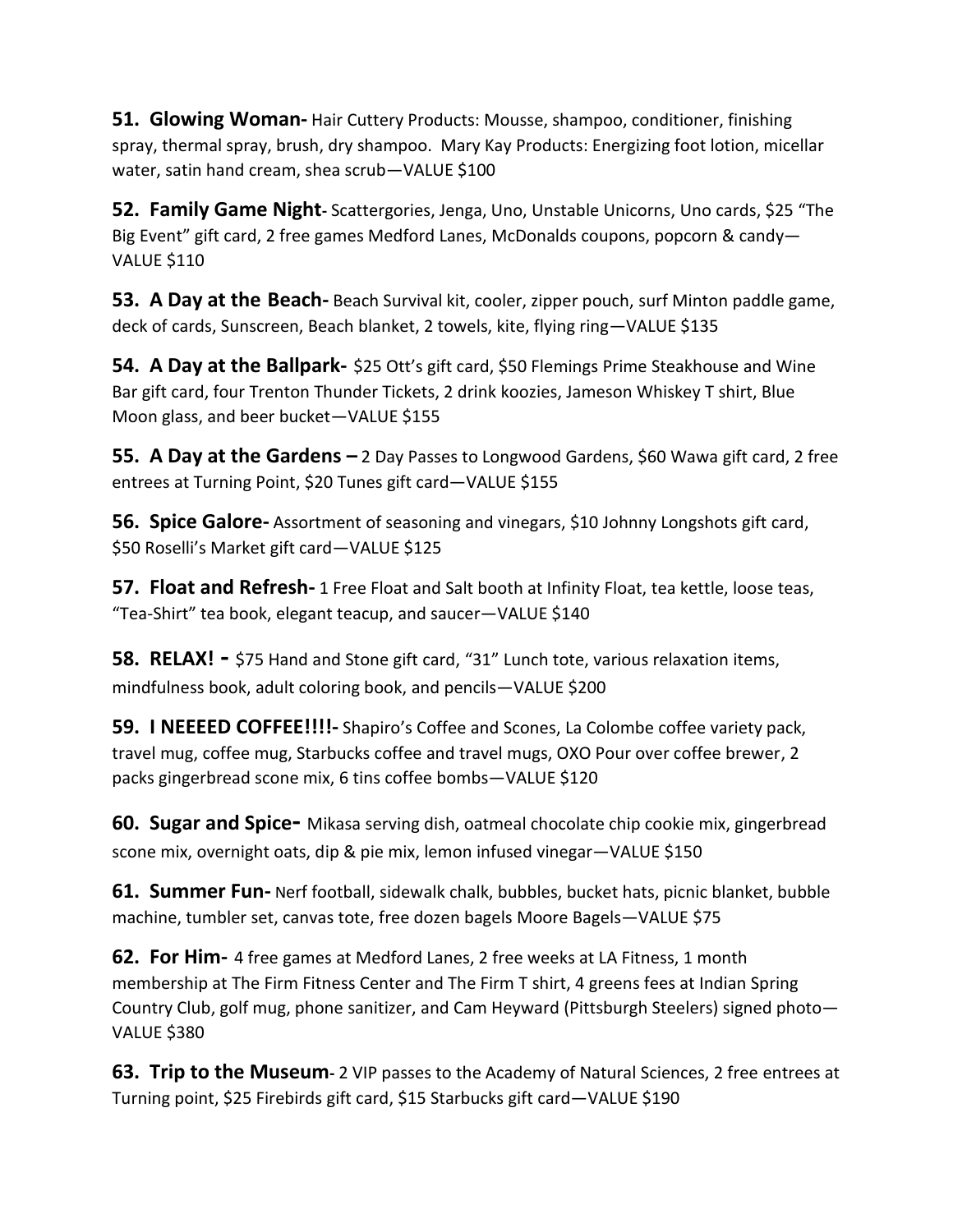**51. Glowing Woman-** Hair Cuttery Products: Mousse, shampoo, conditioner, finishing spray, thermal spray, brush, dry shampoo. Mary Kay Products: Energizing foot lotion, micellar water, satin hand cream, shea scrub—VALUE $100

**52. Family Game Night**- Scattergories, Jenga, Uno, Unstable Unicorns, Uno cards, $25 "The Big Event" gift card, 2 free games Medford Lanes, McDonalds coupons, popcorn & candy—VALUE $110

**53. A Day at the Beach-** Beach Survival kit, cooler, zipper pouch, surf Minton paddle game, deck of cards, Sunscreen, Beach blanket, 2 towels, kite, flying ring—VALUE $135

**54. A Day at the Ballpark-** $25 Ott's gift card, $50 Flemings Prime Steakhouse and Wine Bar gift card, four Trenton Thunder Tickets, 2 drink koozies, Jameson Whiskey T shirt, Blue Moon glass, and beer bucket—VALUE $155

**55. A Day at the Gardens –** 2 Day Passes to Longwood Gardens, $60 Wawa gift card, 2 free entrees at Turning Point, $20 Tunes gift card—VALUE $155

**56. Spice Galore-** Assortment of seasoning and vinegars, $10 Johnny Longshots gift card, $50 Roselli's Market gift card—VALUE $125

**57. Float and Refresh-** 1 Free Float and Salt booth at Infinity Float, tea kettle, loose teas, "Tea-Shirt" tea book, elegant teacup, and saucer—VALUE $140

**58. RELAX! -** $75 Hand and Stone gift card, "31" Lunch tote, various relaxation items, mindfulness book, adult coloring book, and pencils—VALUE $200

**59. I NEEEED COFFEE!!!!-** Shapiro's Coffee and Scones, La Colombe coffee variety pack, travel mug, coffee mug, Starbucks coffee and travel mugs, OXO Pour over coffee brewer, 2 packs gingerbread scone mix, 6 tins coffee bombs—VALUE $120

**60. Sugar and Spice-** Mikasa serving dish, oatmeal chocolate chip cookie mix, gingerbread scone mix, overnight oats, dip & pie mix, lemon infused vinegar—VALUE $150

**61. Summer Fun-** Nerf football, sidewalk chalk, bubbles, bucket hats, picnic blanket, bubble machine, tumbler set, canvas tote, free dozen bagels Moore Bagels—VALUE $75

**62. For Him-** 4 free games at Medford Lanes, 2 free weeks at LA Fitness, 1 month membership at The Firm Fitness Center and The Firm T shirt, 4 greens fees at Indian Spring Country Club, golf mug, phone sanitizer, and Cam Heyward (Pittsburgh Steelers) signed photo—VALUE $380

**63. Trip to the Museum**- 2 VIP passes to the Academy of Natural Sciences, 2 free entrees at Turning point, $25 Firebirds gift card, $15 Starbucks gift card—VALUE $190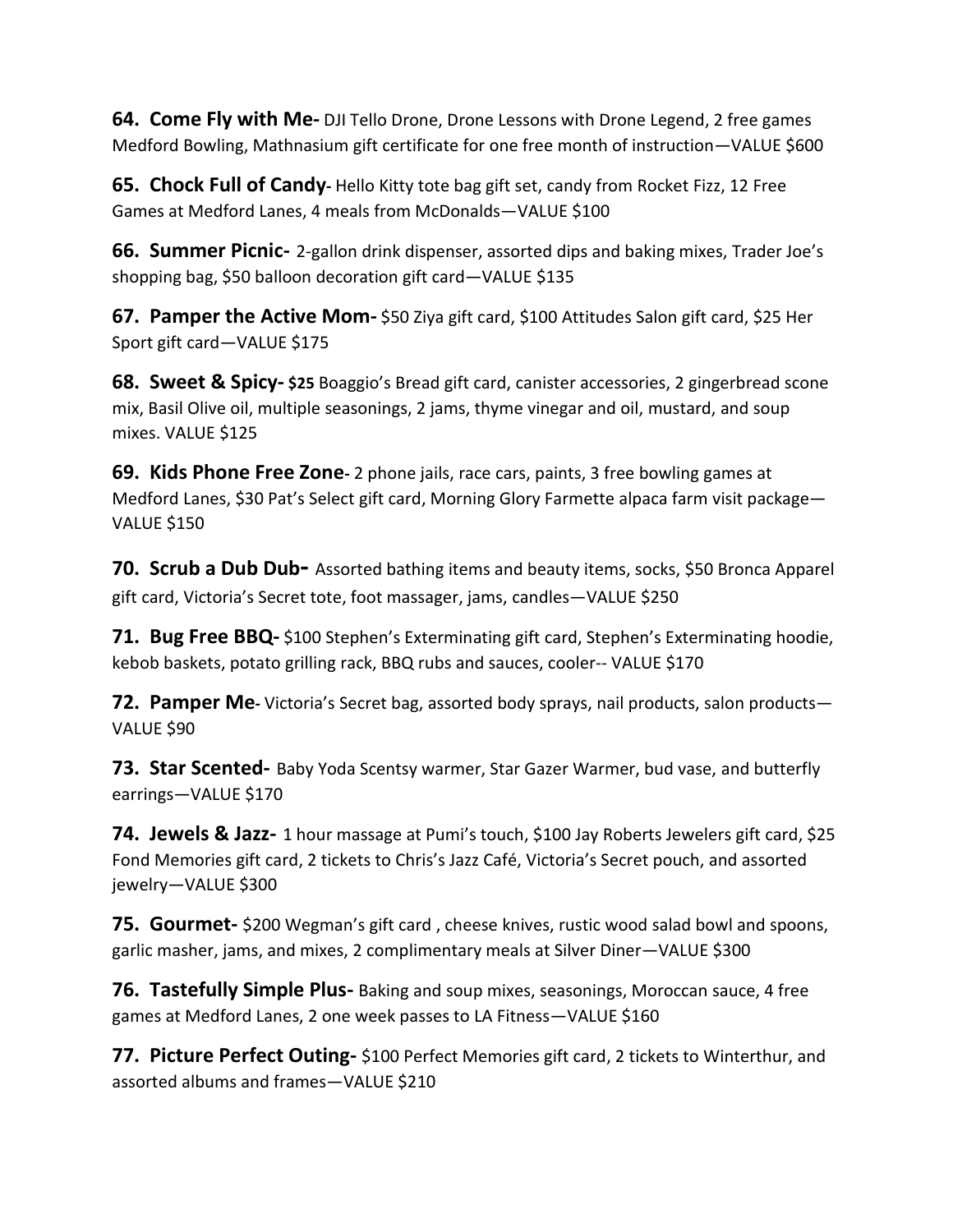**64. Come Fly with Me-** DJI Tello Drone, Drone Lessons with Drone Legend, 2 free games Medford Bowling, Mathnasium gift certificate for one free month of instruction—VALUE $600

**65. Chock Full of Candy-** Hello Kitty tote bag gift set, candy from Rocket Fizz, 12 Free Games at Medford Lanes, 4 meals from McDonalds—VALUE $100

**66. Summer Picnic-** 2-gallon drink dispenser, assorted dips and baking mixes, Trader Joe's shopping bag, $50 balloon decoration gift card—VALUE $135

**67. Pamper the Active Mom-** $50 Ziya gift card, $100 Attitudes Salon gift card, $25 Her Sport gift card—VALUE $175

**68. Sweet & Spicy-** **$25** Boaggio's Bread gift card, canister accessories, 2 gingerbread scone mix, Basil Olive oil, multiple seasonings, 2 jams, thyme vinegar and oil, mustard, and soup mixes. VALUE $125

**69. Kids Phone Free Zone-** 2 phone jails, race cars, paints, 3 free bowling games at Medford Lanes, $30 Pat's Select gift card, Morning Glory Farmette alpaca farm visit package—VALUE $150

**70. Scrub a Dub Dub-** Assorted bathing items and beauty items, socks, $50 Bronca Apparel gift card, Victoria's Secret tote, foot massager, jams, candles—VALUE $250

**71. Bug Free BBQ-** $100 Stephen's Exterminating gift card, Stephen's Exterminating hoodie, kebob baskets, potato grilling rack, BBQ rubs and sauces, cooler-- VALUE $170

**72. Pamper Me-** Victoria's Secret bag, assorted body sprays, nail products, salon products—VALUE $90

**73. Star Scented-** Baby Yoda Scentsy warmer, Star Gazer Warmer, bud vase, and butterfly earrings—VALUE $170

**74. Jewels & Jazz-** 1 hour massage at Pumi's touch, $100 Jay Roberts Jewelers gift card, $25 Fond Memories gift card, 2 tickets to Chris's Jazz Café, Victoria's Secret pouch, and assorted jewelry—VALUE $300

**75. Gourmet-** $200 Wegman's gift card , cheese knives, rustic wood salad bowl and spoons, garlic masher, jams, and mixes, 2 complimentary meals at Silver Diner—VALUE $300

**76. Tastefully Simple Plus-** Baking and soup mixes, seasonings, Moroccan sauce, 4 free games at Medford Lanes, 2 one week passes to LA Fitness—VALUE $160

**77. Picture Perfect Outing-** $100 Perfect Memories gift card, 2 tickets to Winterthur, and assorted albums and frames—VALUE $210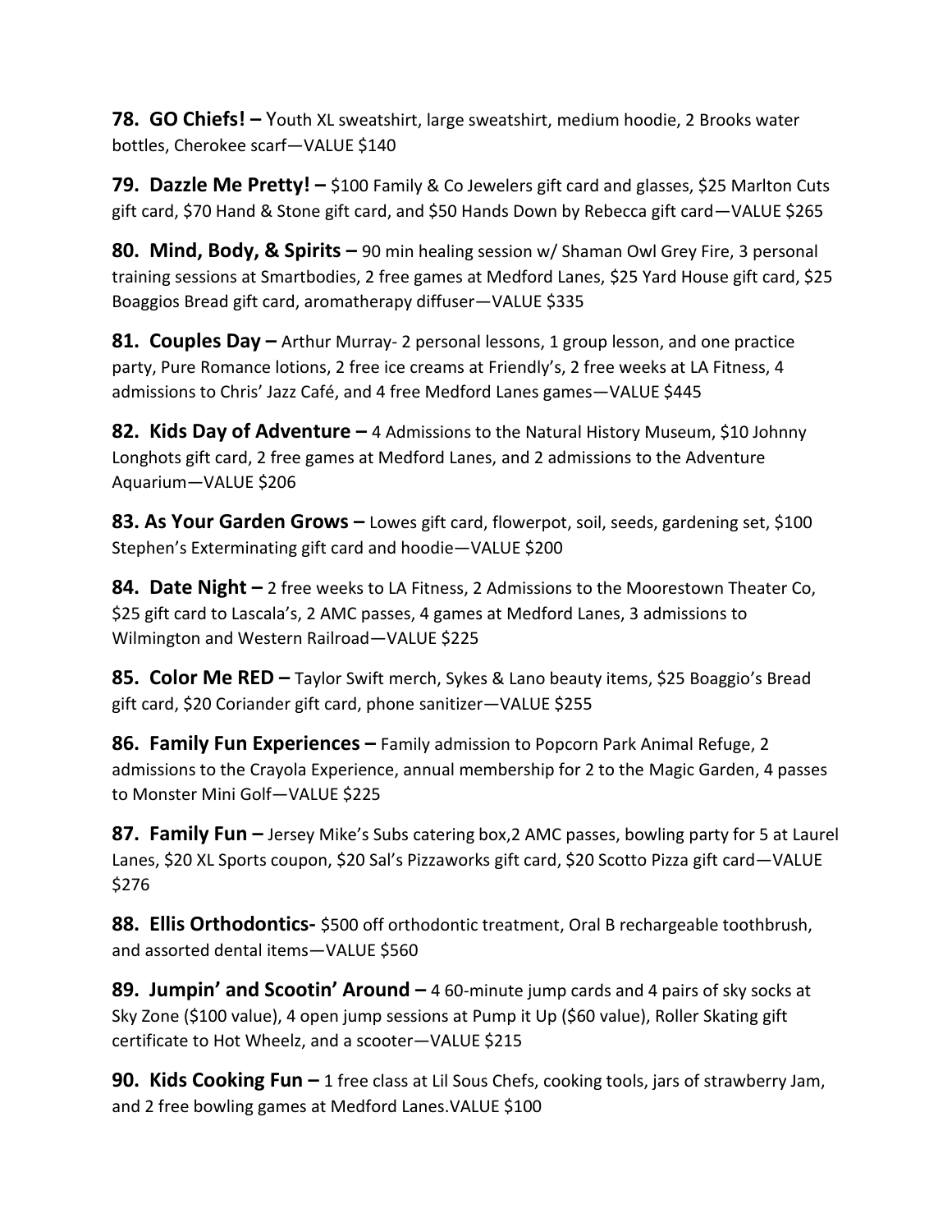**78. GO Chiefs! –** Youth XL sweatshirt, large sweatshirt, medium hoodie, 2 Brooks water bottles, Cherokee scarf—VALUE $140

**79. Dazzle Me Pretty! –** $100 Family & Co Jewelers gift card and glasses, $25 Marlton Cuts gift card, $70 Hand & Stone gift card, and $50 Hands Down by Rebecca gift card—VALUE $265

**80. Mind, Body, & Spirits –** 90 min healing session w/ Shaman Owl Grey Fire, 3 personal training sessions at Smartbodies, 2 free games at Medford Lanes, $25 Yard House gift card, $25 Boaggios Bread gift card, aromatherapy diffuser—VALUE $335

**81. Couples Day –** Arthur Murray- 2 personal lessons, 1 group lesson, and one practice party, Pure Romance lotions, 2 free ice creams at Friendly's, 2 free weeks at LA Fitness, 4 admissions to Chris' Jazz Café, and 4 free Medford Lanes games—VALUE $445

**82. Kids Day of Adventure –** 4 Admissions to the Natural History Museum, $10 Johnny Longhots gift card, 2 free games at Medford Lanes, and 2 admissions to the Adventure Aquarium—VALUE $206

**83. As Your Garden Grows –** Lowes gift card, flowerpot, soil, seeds, gardening set, $100 Stephen's Exterminating gift card and hoodie—VALUE $200

**84. Date Night –** 2 free weeks to LA Fitness, 2 Admissions to the Moorestown Theater Co, $25 gift card to Lascala's, 2 AMC passes, 4 games at Medford Lanes, 3 admissions to Wilmington and Western Railroad—VALUE $225

**85. Color Me RED –** Taylor Swift merch, Sykes & Lano beauty items, $25 Boaggio's Bread gift card, $20 Coriander gift card, phone sanitizer—VALUE $255

**86. Family Fun Experiences –** Family admission to Popcorn Park Animal Refuge, 2 admissions to the Crayola Experience, annual membership for 2 to the Magic Garden, 4 passes to Monster Mini Golf—VALUE $225

**87. Family Fun –** Jersey Mike's Subs catering box,2 AMC passes, bowling party for 5 at Laurel Lanes, $20 XL Sports coupon, $20 Sal's Pizzaworks gift card, $20 Scotto Pizza gift card—VALUE $276

**88. Ellis Orthodontics-** $500 off orthodontic treatment, Oral B rechargeable toothbrush, and assorted dental items—VALUE $560

**89. Jumpin' and Scootin' Around –** 4 60-minute jump cards and 4 pairs of sky socks at Sky Zone ($100 value), 4 open jump sessions at Pump it Up ($60 value), Roller Skating gift certificate to Hot Wheelz, and a scooter—VALUE $215

**90. Kids Cooking Fun –** 1 free class at Lil Sous Chefs, cooking tools, jars of strawberry Jam, and 2 free bowling games at Medford Lanes.VALUE $100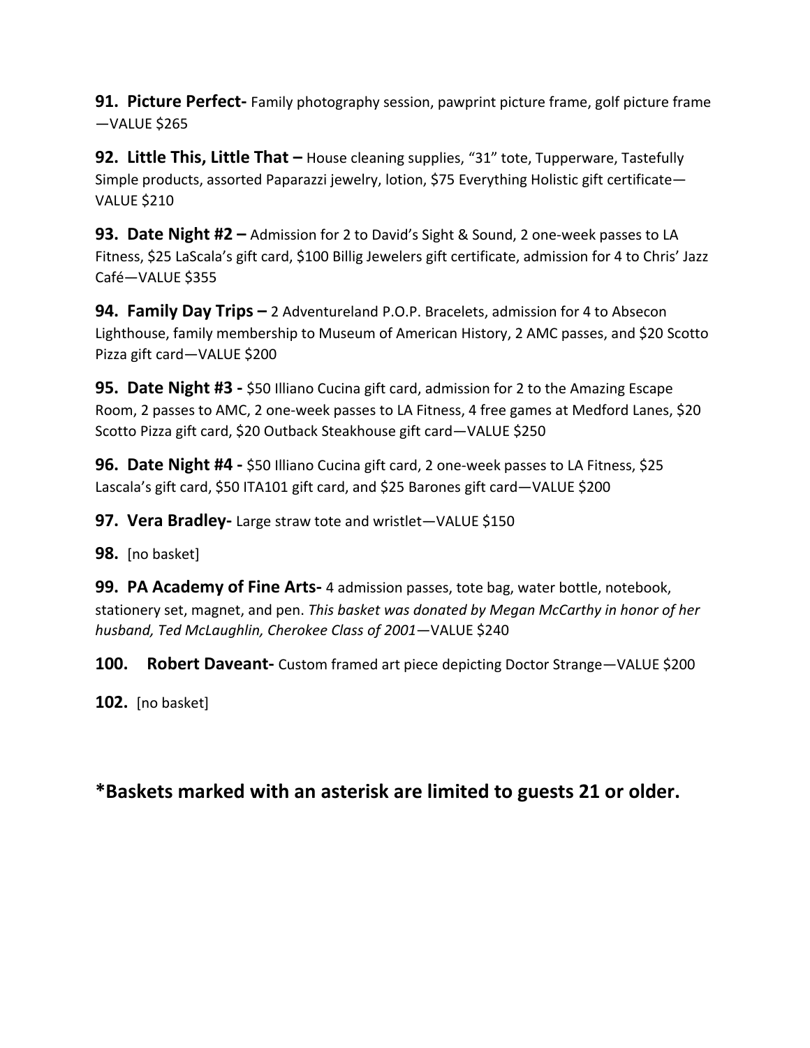**91. Picture Perfect-** Family photography session, pawprint picture frame, golf picture frame—VALUE $265

**92. Little This, Little That –** House cleaning supplies, "31" tote, Tupperware, Tastefully Simple products, assorted Paparazzi jewelry, lotion, $75 Everything Holistic gift certificate—VALUE $210

**93. Date Night #2 –** Admission for 2 to David's Sight & Sound, 2 one-week passes to LA Fitness, $25 LaScala's gift card, $100 Billig Jewelers gift certificate, admission for 4 to Chris' Jazz Café—VALUE $355

**94. Family Day Trips –** 2 Adventureland P.O.P. Bracelets, admission for 4 to Absecon Lighthouse, family membership to Museum of American History, 2 AMC passes, and $20 Scotto Pizza gift card—VALUE $200

**95. Date Night #3 -** $50 Illiano Cucina gift card, admission for 2 to the Amazing Escape Room, 2 passes to AMC, 2 one-week passes to LA Fitness, 4 free games at Medford Lanes, $20 Scotto Pizza gift card, $20 Outback Steakhouse gift card—VALUE $250

**96. Date Night #4 -** $50 Illiano Cucina gift card, 2 one-week passes to LA Fitness, $25 Lascala's gift card, $50 ITA101 gift card, and $25 Barones gift card—VALUE $200

**97. Vera Bradley-** Large straw tote and wristlet—VALUE $150

**98.** [no basket]

**99. PA Academy of Fine Arts-** 4 admission passes, tote bag, water bottle, notebook, stationery set, magnet, and pen. *This basket was donated by Megan McCarthy in honor of her husband, Ted McLaughlin, Cherokee Class of 2001*—VALUE $240

**100. Robert Daveant-** Custom framed art piece depicting Doctor Strange—VALUE $200

**102.** [no basket]

## *Baskets marked with an asterisk are limited to guests 21 or older.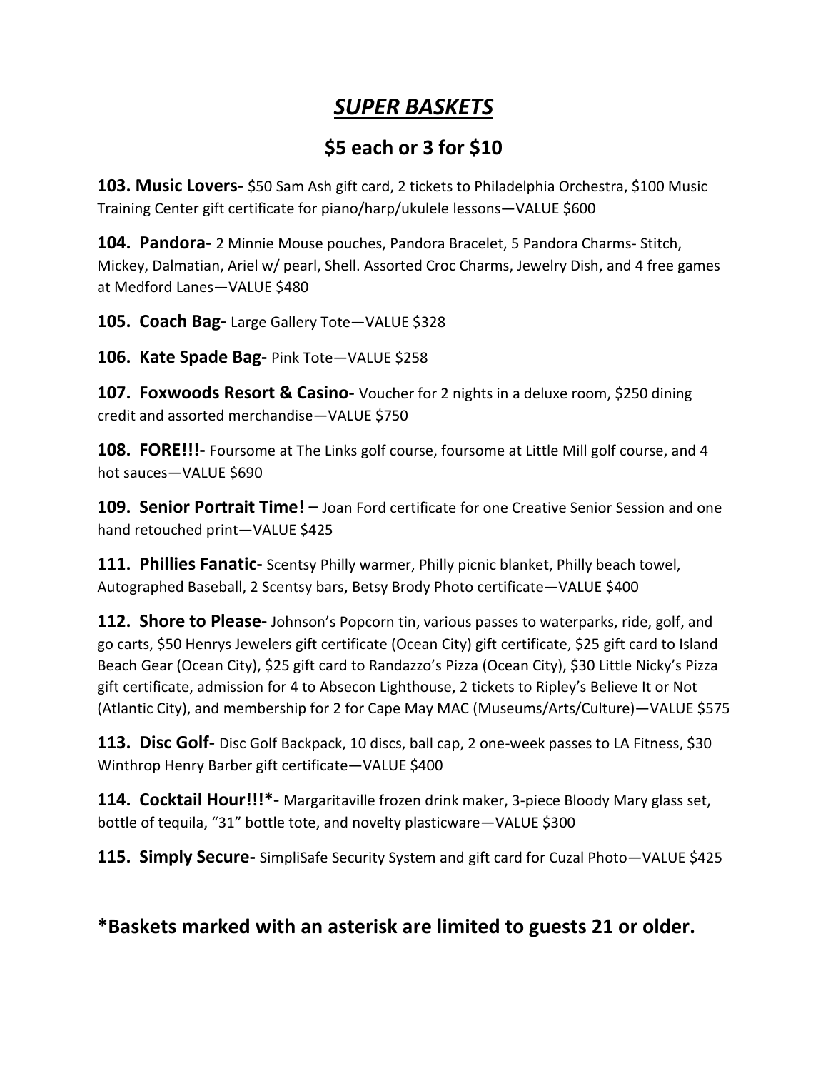# ***SUPER BASKETS***

## $5 each or 3 for $10

**103. Music Lovers-** $50 Sam Ash gift card, 2 tickets to Philadelphia Orchestra, $100 Music Training Center gift certificate for piano/harp/ukulele lessons—VALUE $600

**104. Pandora-** 2 Minnie Mouse pouches, Pandora Bracelet, 5 Pandora Charms- Stitch, Mickey, Dalmatian, Ariel w/ pearl, Shell. Assorted Croc Charms, Jewelry Dish, and 4 free games at Medford Lanes—VALUE $480

**105. Coach Bag-** Large Gallery Tote—VALUE $328

**106. Kate Spade Bag-** Pink Tote—VALUE $258

**107. Foxwoods Resort & Casino-** Voucher for 2 nights in a deluxe room, $250 dining credit and assorted merchandise—VALUE $750

**108. FORE!!!-** Foursome at The Links golf course, foursome at Little Mill golf course, and 4 hot sauces—VALUE $690

**109. Senior Portrait Time! –** Joan Ford certificate for one Creative Senior Session and one hand retouched print—VALUE $425

**111. Phillies Fanatic-** Scentsy Philly warmer, Philly picnic blanket, Philly beach towel, Autographed Baseball, 2 Scentsy bars, Betsy Brody Photo certificate—VALUE $400

**112. Shore to Please-** Johnson's Popcorn tin, various passes to waterparks, ride, golf, and go carts, $50 Henrys Jewelers gift certificate (Ocean City) gift certificate, $25 gift card to Island Beach Gear (Ocean City), $25 gift card to Randazzo's Pizza (Ocean City), $30 Little Nicky's Pizza gift certificate, admission for 4 to Absecon Lighthouse, 2 tickets to Ripley's Believe It or Not (Atlantic City), and membership for 2 for Cape May MAC (Museums/Arts/Culture)—VALUE $575

**113. Disc Golf-** Disc Golf Backpack, 10 discs, ball cap, 2 one-week passes to LA Fitness, $30 Winthrop Henry Barber gift certificate—VALUE $400

**114. Cocktail Hour!!!*-** Margaritaville frozen drink maker, 3-piece Bloody Mary glass set, bottle of tequila, "31" bottle tote, and novelty plasticware—VALUE $300

**115. Simply Secure-** SimpliSafe Security System and gift card for Cuzal Photo—VALUE $425

## *Baskets marked with an asterisk are limited to guests 21 or older.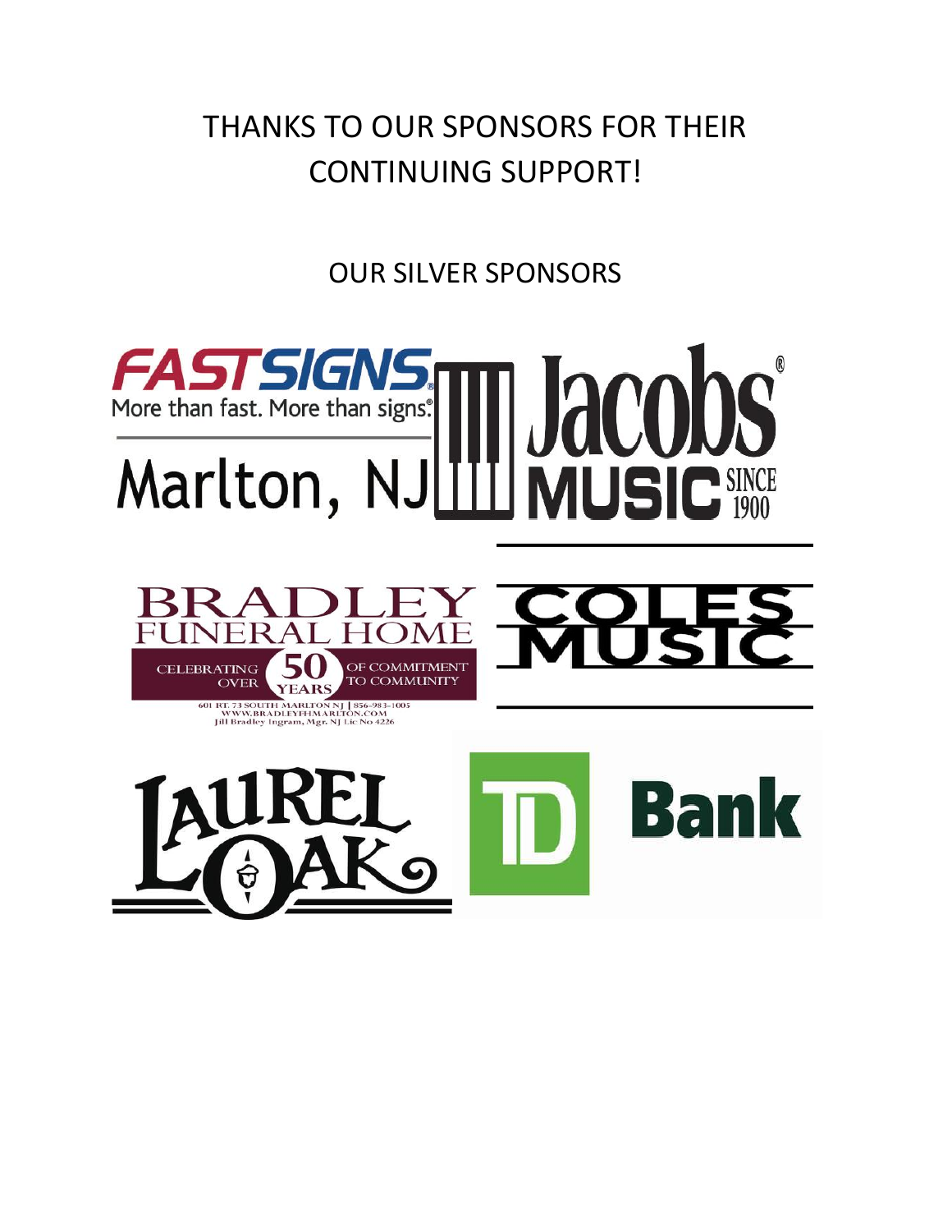THANKS TO OUR SPONSORS FOR THEIR CONTINUING SUPPORT!

OUR SILVER SPONSORS

FASTSIGNS® More than fast. More than signs.® Marlton, NJ

Jacobs® MUSIC SINCE 1900

BRADLEY FUNERAL HOME CELEBRATING OVER 50 YEARS OF COMMITMENT TO COMMUNITY
601 RT. 73 SOUTH MARLTON NJ | 856-983-1005
WWW.BRADLEYFHMARLTON.COM
Jill Bradley Ingram, Mgr. NJ Lic No 4226

COLES MUSIC

LAUREL OAK

TD Bank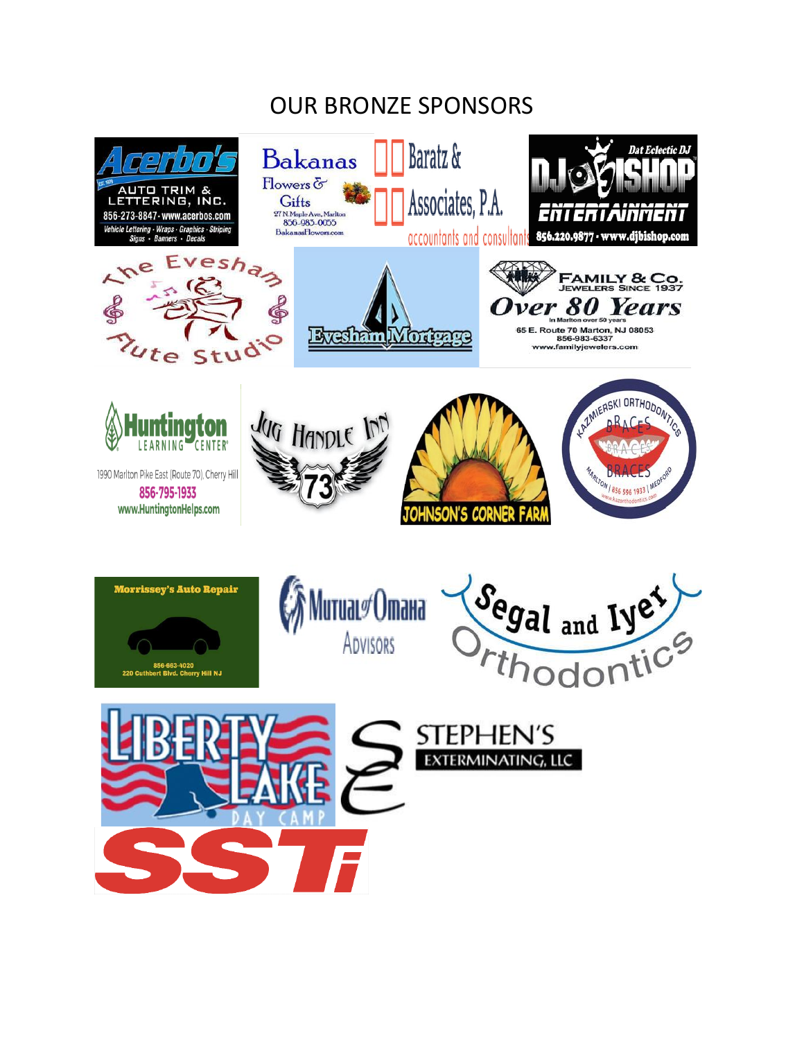# OUR BRONZE SPONSORS

Acerbo's
EST. 1979
AUTO TRIM & LETTERING, INC.
856-273-8847 · www.acerbos.com
Vehicle Lettering · Wraps · Graphics · Striping
Signs · Banners · Decals

Bakanas Flowers & Gifts
27 N Maple Ave, Marlton
856-983-0055
BakanasFlowers.com

Baratz & Associates, P.A.
accountants and consultants

Dat Eclectic DJ
DJ BISHOP ENTERTAINMENT
856.220.9877 · www.djbishop.com

The Evesham Flute Studio

Evesham Mortgage

FAMILY & Co.
JEWELERS SINCE 1937
Over 80 Years
In Marlton over 50 years
65 E. Route 70 Marlton, NJ 08053
856-983-6337
www.familyjewelers.com

Huntington LEARNING CENTER
1990 Marlton Pike East (Route 70), Cherry Hill
856-795-1933
www.HuntingtonHelps.com

Jug Handle Inn
73

JOHNSON'S CORNER FARM

KAZMIERSKI ORTHODONTICS
BRACES BRACES BRACES
MARLTON | 856 596 1933 | MEDFORD
www.kazorthodontics.com

Morrissey's Auto Repair
856-663-4020
220 Cuthbert Blvd. Cherry Hill NJ

Mutual of Omaha
Advisors

Segal and Iyer Orthodontics

LIBERTY LAKE DAY CAMP

STEPHEN'S EXTERMINATING, LLC

SSTi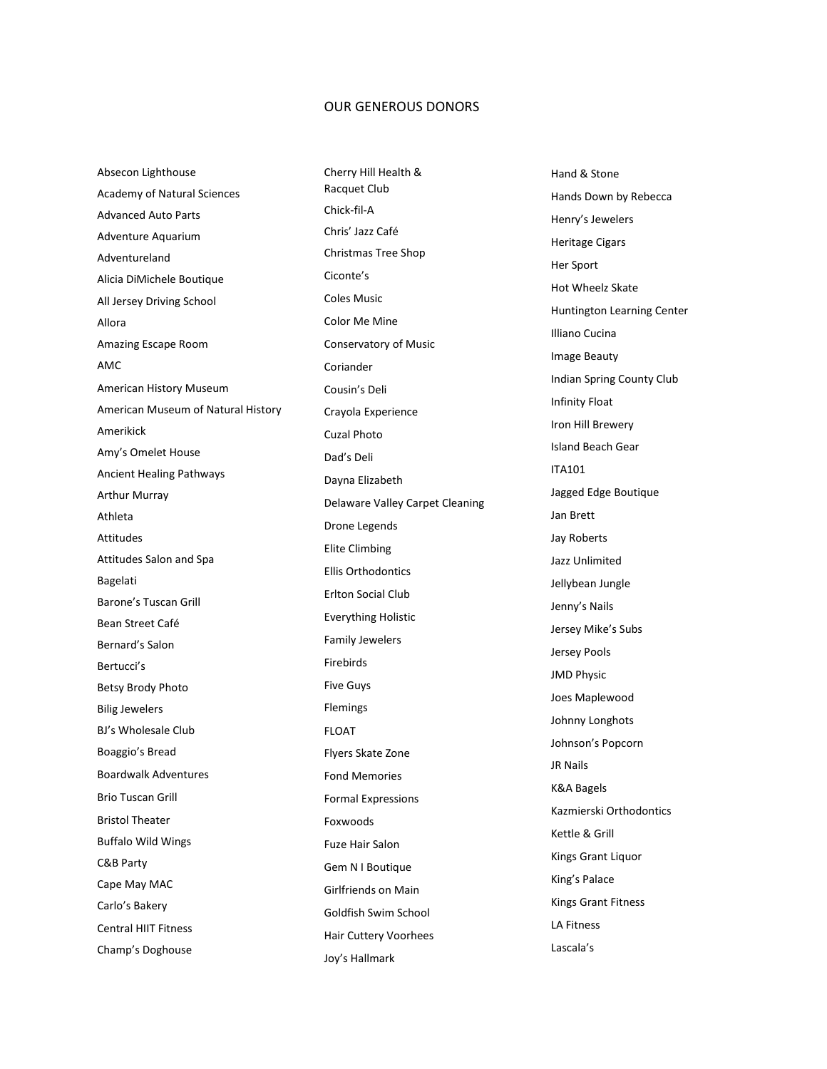# OUR GENEROUS DONORS

Absecon Lighthouse
Academy of Natural Sciences
Advanced Auto Parts
Adventure Aquarium
Adventureland
Alicia DiMichele Boutique
All Jersey Driving School
Allora
Amazing Escape Room
AMC
American History Museum
American Museum of Natural History
Amerikick
Amy's Omelet House
Ancient Healing Pathways
Arthur Murray
Athleta
Attitudes
Attitudes Salon and Spa
Bagelati
Barone's Tuscan Grill
Bean Street Café
Bernard's Salon
Bertucci's
Betsy Brody Photo
Bilig Jewelers
BJ's Wholesale Club
Boaggio's Bread
Boardwalk Adventures
Brio Tuscan Grill
Bristol Theater
Buffalo Wild Wings
C&B Party
Cape May MAC
Carlo's Bakery
Central HIIT Fitness
Champ's Doghouse
Cherry Hill Health & Racquet Club
Chick-fil-A
Chris' Jazz Café
Christmas Tree Shop
Ciconte's
Coles Music
Color Me Mine
Conservatory of Music
Coriander
Cousin's Deli
Crayola Experience
Cuzal Photo
Dad's Deli
Dayna Elizabeth
Delaware Valley Carpet Cleaning
Drone Legends
Elite Climbing
Ellis Orthodontics
Erlton Social Club
Everything Holistic
Family Jewelers
Firebirds
Five Guys
Flemings
FLOAT
Flyers Skate Zone
Fond Memories
Formal Expressions
Foxwoods
Fuze Hair Salon
Gem N I Boutique
Girlfriends on Main
Goldfish Swim School
Hair Cuttery Voorhees
Joy's Hallmark
Hand & Stone
Hands Down by Rebecca
Henry's Jewelers
Heritage Cigars
Her Sport
Hot Wheelz Skate
Huntington Learning Center
Illiano Cucina
Image Beauty
Indian Spring County Club
Infinity Float
Iron Hill Brewery
Island Beach Gear
ITA101
Jagged Edge Boutique
Jan Brett
Jay Roberts
Jazz Unlimited
Jellybean Jungle
Jenny's Nails
Jersey Mike's Subs
Jersey Pools
JMD Physic
Joes Maplewood
Johnny Longhots
Johnson's Popcorn
JR Nails
K&A Bagels
Kazmierski Orthodontics
Kettle & Grill
Kings Grant Liquor
King's Palace
Kings Grant Fitness
LA Fitness
Lascala's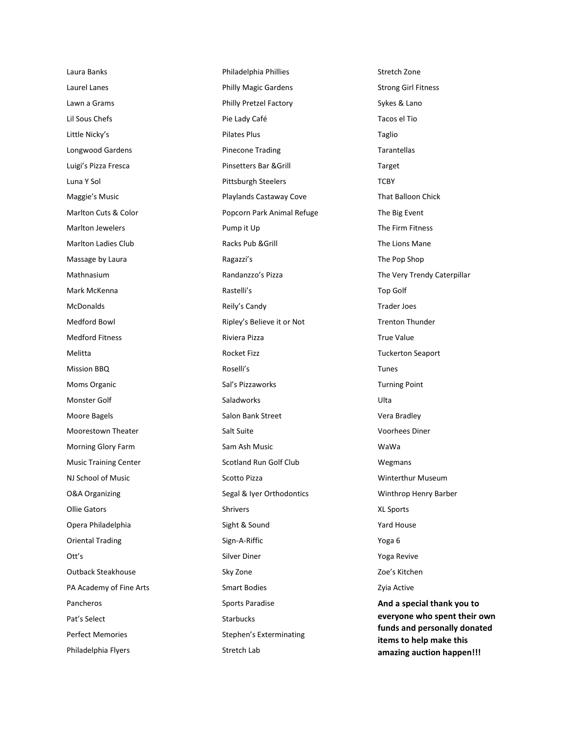Laura Banks

Laurel Lanes

Lawn a Grams

Lil Sous Chefs

Little Nicky's

Longwood Gardens

Luigi's Pizza Fresca

Luna Y Sol

Maggie's Music

Marlton Cuts & Color

Marlton Jewelers

Marlton Ladies Club

Massage by Laura

Mathnasium

Mark McKenna

McDonalds

Medford Bowl

Medford Fitness

Melitta

Mission BBQ

Moms Organic

Monster Golf

Moore Bagels

Moorestown Theater

Morning Glory Farm

Music Training Center

NJ School of Music

O&A Organizing

Ollie Gators

Opera Philadelphia

Oriental Trading

Ott's

Outback Steakhouse

PA Academy of Fine Arts

Pancheros

Pat's Select

Perfect Memories

Philadelphia Flyers

Philadelphia Phillies

Philly Magic Gardens

Philly Pretzel Factory

Pie Lady Café

Pilates Plus

Pinecone Trading

Pinsetters Bar &Grill

Pittsburgh Steelers

Playlands Castaway Cove

Popcorn Park Animal Refuge

Pump it Up

Racks Pub &Grill

Ragazzi's

Randanzzo's Pizza

Rastelli's

Reily's Candy

Ripley's Believe it or Not

Riviera Pizza

Rocket Fizz

Roselli's

Sal's Pizzaworks

Saladworks

Salon Bank Street

Salt Suite

Sam Ash Music

Scotland Run Golf Club

Scotto Pizza

Segal & Iyer Orthodontics

Shrivers

Sight & Sound

Sign-A-Riffic

Silver Diner

Sky Zone

Smart Bodies

Sports Paradise

Starbucks

Stephen's Exterminating

Stretch Lab

Stretch Zone

Strong Girl Fitness

Sykes & Lano

Tacos el Tio

Taglio

Tarantellas

Target

TCBY

That Balloon Chick

The Big Event

The Firm Fitness

The Lions Mane

The Pop Shop

The Very Trendy Caterpillar

Top Golf

Trader Joes

Trenton Thunder

True Value

Tuckerton Seaport

Tunes

Turning Point

Ulta

Vera Bradley

Voorhees Diner

WaWa

Wegmans

Winterthur Museum

Winthrop Henry Barber

XL Sports

Yard House

Yoga 6

Yoga Revive

Zoe's Kitchen

Zyia Active

**And a special thank you to everyone who spent their own funds and personally donated items to help make this amazing auction happen!!!**